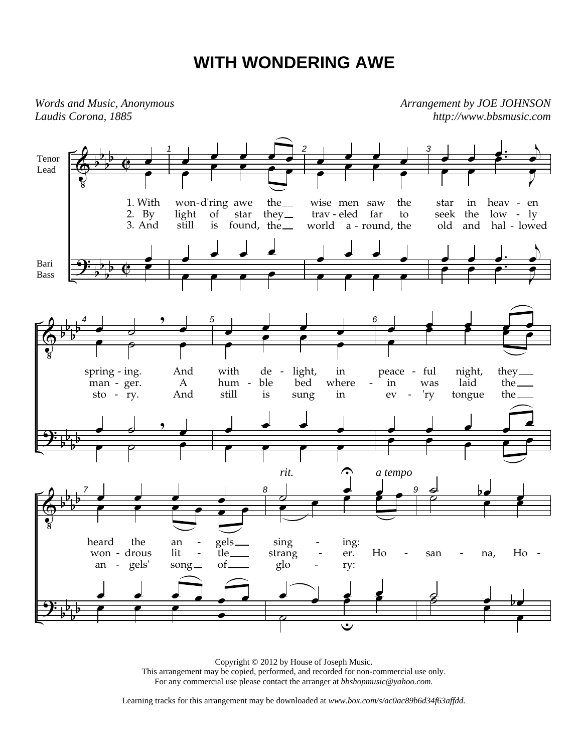# WITH WONDERING AWE

*Words and Music, Anonymous*
*Laudis Corona, 1885*

*Arrangement by JOE JOHNSON*
*http://www.bbsmusic.com*

Tenor
Lead

Bari
Bass

1. With won-d'ring awe the wise men saw the star in heav - en spring - ing. And with de - light, in peace - ful night, they heard the an - gels sing - ing:
2. By light of star they trav - eled far to seek the low - ly man - ger. A hum - ble bed where - in was laid the won - drous lit - tle strang - er. Ho - san - na, Ho -
3. And still is found, the world a - round, the old and hal - lowed sto - ry. And still is sung in ev - 'ry tongue the an - gels' song of glo - ry:

*rit.* *a tempo*

Copyright © 2012 by House of Joseph Music.
This arrangement may be copied, performed, and recorded for non-commercial use only.
For any commercial use please contact the arranger at *bbshopmusic@yahoo.com.*

Learning tracks for this arrangement may be downloaded at *www.box.com/s/ac0ac89b6d34f63affdd.*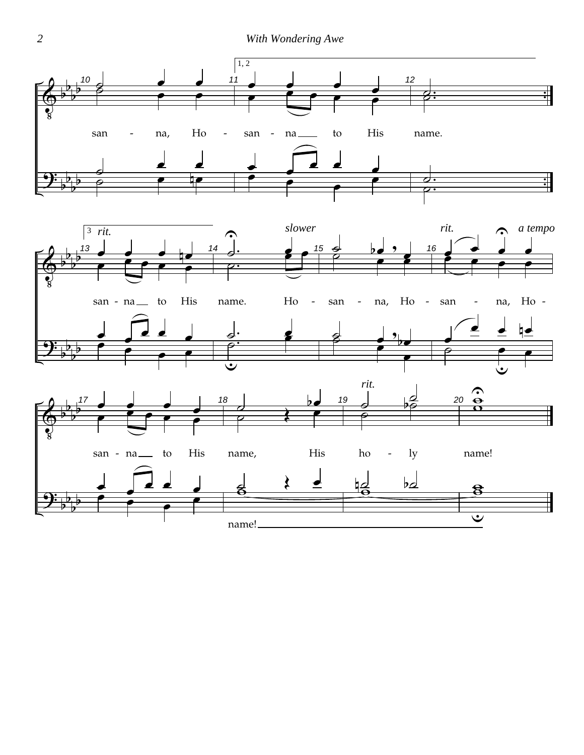1, 2

san - na, Ho - san - na to His name.

3 *rit.* *slower* *rit.* *a tempo*

san - na to His name. Ho - san - na, Ho - san - na, Ho -

*rit.*

san - na to His name, His ho - ly name!

name!